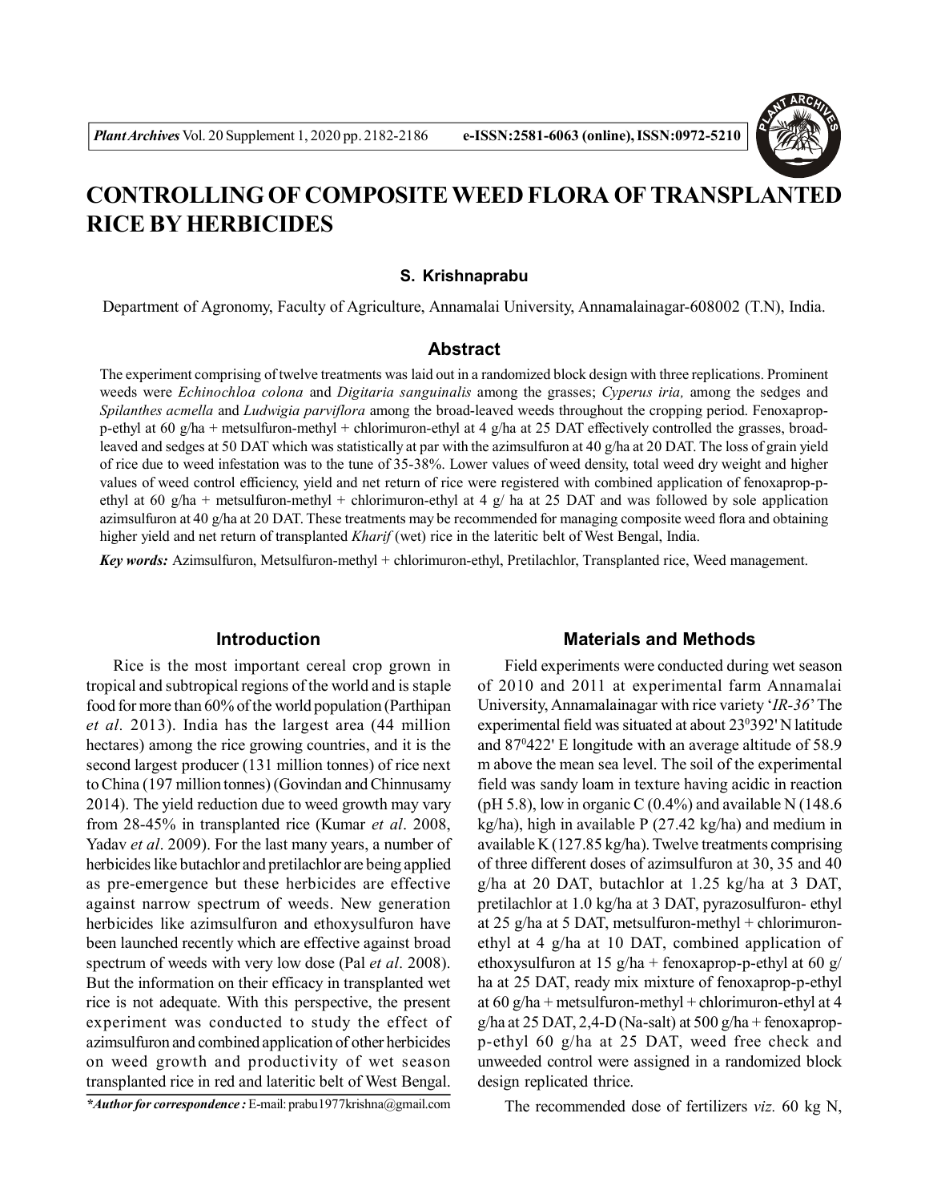# CONTROLLING OF COMPOSITE WEED FLORA OF TRANSPLANTED RICE BY HERBICIDES

**S. Krishnaprabu**

Department of Agronomy, Faculty of Agriculture, Annamalai University, Annamalainagar-608002 (T.N), India.

## Abstract

The experiment comprising of twelve treatments was laid out in a randomized block design with three replications. Prominent weeds were *Echinochloa colona* and *Digitaria sanguinalis* among the grasses; *Cyperus iria,* among the sedges and *Spilanthes acmella* and *Ludwigia parviflora* among the broad-leaved weeds throughout the cropping period. Fenoxaprop-p-ethyl at 60 g/ha + metsulfuron-methyl + chlorimuron-ethyl at 4 g/ha at 25 DAT effectively controlled the grasses, broad-leaved and sedges at 50 DAT which was statistically at par with the azimsulfuron at 40 g/ha at 20 DAT. The loss of grain yield of rice due to weed infestation was to the tune of 35-38%. Lower values of weed density, total weed dry weight and higher values of weed control efficiency, yield and net return of rice were registered with combined application of fenoxaprop-p-ethyl at 60 g/ha + metsulfuron-methyl + chlorimuron-ethyl at 4 g/ ha at 25 DAT and was followed by sole application azimsulfuron at 40 g/ha at 20 DAT. These treatments may be recommended for managing composite weed flora and obtaining higher yield and net return of transplanted *Kharif* (wet) rice in the lateritic belt of West Bengal, India.

***Key words:*** Azimsulfuron, Metsulfuron-methyl + chlorimuron-ethyl, Pretilachlor, Transplanted rice, Weed management.

## Introduction

Rice is the most important cereal crop grown in tropical and subtropical regions of the world and is staple food for more than 60% of the world population (Parthipan *et al.* 2013). India has the largest area (44 million hectares) among the rice growing countries, and it is the second largest producer (131 million tonnes) of rice next to China (197 million tonnes) (Govindan and Chinnusamy 2014). The yield reduction due to weed growth may vary from 28-45% in transplanted rice (Kumar *et al*. 2008, Yadav *et al*. 2009). For the last many years, a number of herbicides like butachlor and pretilachlor are being applied as pre-emergence but these herbicides are effective against narrow spectrum of weeds. New generation herbicides like azimsulfuron and ethoxysulfuron have been launched recently which are effective against broad spectrum of weeds with very low dose (Pal *et al*. 2008). But the information on their efficacy in transplanted wet rice is not adequate. With this perspective, the present experiment was conducted to study the effect of azimsulfuron and combined application of other herbicides on weed growth and productivity of wet season transplanted rice in red and lateritic belt of West Bengal.

***Author for correspondence :** E-mail: prabu1977krishna@gmail.com

## Materials and Methods

Field experiments were conducted during wet season of 2010 and 2011 at experimental farm Annamalai University, Annamalainagar with rice variety '*IR-36*' The experimental field was situated at about 23$^{0}$392' N latitude and 87$^{0}$422' E longitude with an average altitude of 58.9 m above the mean sea level. The soil of the experimental field was sandy loam in texture having acidic in reaction (pH 5.8), low in organic C (0.4%) and available N (148.6 kg/ha), high in available P (27.42 kg/ha) and medium in available K (127.85 kg/ha). Twelve treatments comprising of three different doses of azimsulfuron at 30, 35 and 40 g/ha at 20 DAT, butachlor at 1.25 kg/ha at 3 DAT, pretilachlor at 1.0 kg/ha at 3 DAT, pyrazosulfuron- ethyl at 25 g/ha at 5 DAT, metsulfuron-methyl + chlorimuron-ethyl at 4 g/ha at 10 DAT, combined application of ethoxysulfuron at 15 g/ha + fenoxaprop-p-ethyl at 60 g/ ha at 25 DAT, ready mix mixture of fenoxaprop-p-ethyl at 60 g/ha + metsulfuron-methyl + chlorimuron-ethyl at 4 g/ha at 25 DAT, 2,4-D (Na-salt) at 500 g/ha + fenoxaprop-p-ethyl 60 g/ha at 25 DAT, weed free check and unweeded control were assigned in a randomized block design replicated thrice.

The recommended dose of fertilizers *viz.* 60 kg N,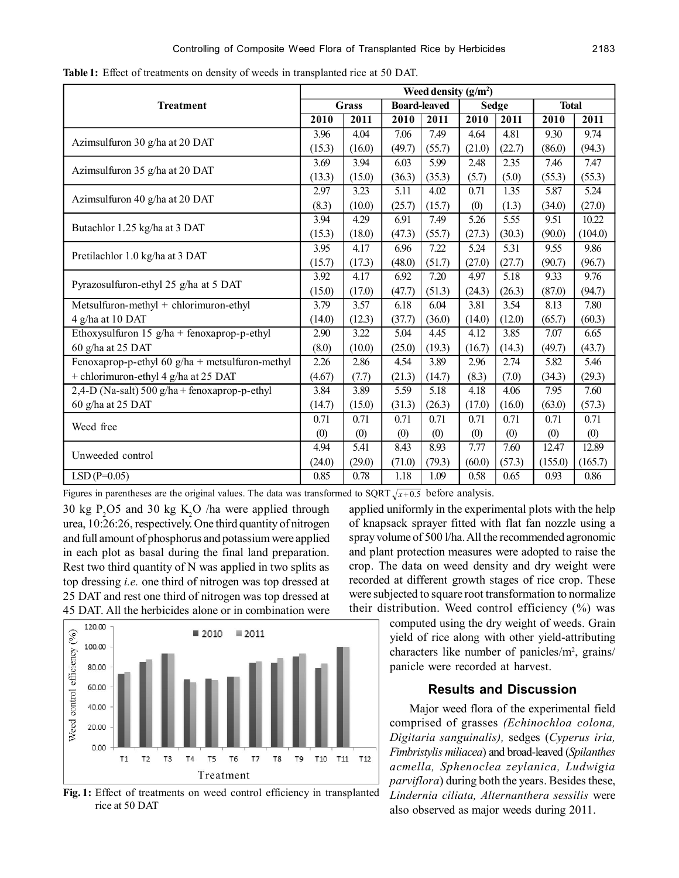**Table 1:** Effect of treatments on density of weeds in transplanted rice at 50 DAT.

| Treatment | Weed density (g/m²) | | | | | | | |
|---|---|---|---|---|---|---|---|---|
| | Grass | | Board-leaved | | Sedge | | Total | |
| | 2010 | 2011 | 2010 | 2011 | 2010 | 2011 | 2010 | 2011 |
| Azimsulfuron 30 g/ha at 20 DAT | 3.96 (15.3) | 4.04 (16.0) | 7.06 (49.7) | 7.49 (55.7) | 4.64 (21.0) | 4.81 (22.7) | 9.30 (86.0) | 9.74 (94.3) |
| Azimsulfuron 35 g/ha at 20 DAT | 3.69 (13.3) | 3.94 (15.0) | 6.03 (36.3) | 5.99 (35.3) | 2.48 (5.7) | 2.35 (5.0) | 7.46 (55.3) | 7.47 (55.3) |
| Azimsulfuron 40 g/ha at 20 DAT | 2.97 (8.3) | 3.23 (10.0) | 5.11 (25.7) | 4.02 (15.7) | 0.71 (0) | 1.35 (1.3) | 5.87 (34.0) | 5.24 (27.0) |
| Butachlor 1.25 kg/ha at 3 DAT | 3.94 (15.3) | 4.29 (18.0) | 6.91 (47.3) | 7.49 (55.7) | 5.26 (27.3) | 5.55 (30.3) | 9.51 (90.0) | 10.22 (104.0) |
| Pretilachlor 1.0 kg/ha at 3 DAT | 3.95 (15.7) | 4.17 (17.3) | 6.96 (48.0) | 7.22 (51.7) | 5.24 (27.0) | 5.31 (27.7) | 9.55 (90.7) | 9.86 (96.7) |
| Pyrazosulfuron-ethyl 25 g/ha at 5 DAT | 3.92 (15.0) | 4.17 (17.0) | 6.92 (47.7) | 7.20 (51.3) | 4.97 (24.3) | 5.18 (26.3) | 9.33 (87.0) | 9.76 (94.7) |
| Metsulfuron-methyl + chlorimuron-ethyl 4 g/ha at 10 DAT | 3.79 (14.0) | 3.57 (12.3) | 6.18 (37.7) | 6.04 (36.0) | 3.81 (14.0) | 3.54 (12.0) | 8.13 (65.7) | 7.80 (60.3) |
| Ethoxysulfuron 15 g/ha + fenoxaprop-p-ethyl 60 g/ha at 25 DAT | 2.90 (8.0) | 3.22 (10.0) | 5.04 (25.0) | 4.45 (19.3) | 4.12 (16.7) | 3.85 (14.3) | 7.07 (49.7) | 6.65 (43.7) |
| Fenoxaprop-p-ethyl 60 g/ha + metsulfuron-methyl + chlorimuron-ethyl 4 g/ha at 25 DAT | 2.26 (4.67) | 2.86 (7.7) | 4.54 (21.3) | 3.89 (14.7) | 2.96 (8.3) | 2.74 (7.0) | 5.82 (34.3) | 5.46 (29.3) |
| 2,4-D (Na-salt) 500 g/ha + fenoxaprop-p-ethyl 60 g/ha at 25 DAT | 3.84 (14.7) | 3.89 (15.0) | 5.59 (31.3) | 5.18 (26.3) | 4.18 (17.0) | 4.06 (16.0) | 7.95 (63.0) | 7.60 (57.3) |
| Weed free | 0.71 (0) | 0.71 (0) | 0.71 (0) | 0.71 (0) | 0.71 (0) | 0.71 (0) | 0.71 (0) | 0.71 (0) |
| Unweeded control | 4.94 (24.0) | 5.41 (29.0) | 8.43 (71.0) | 8.93 (79.3) | 7.77 (60.0) | 7.60 (57.3) | 12.47 (155.0) | 12.89 (165.7) |
| LSD (P=0.05) | 0.85 | 0.78 | 1.18 | 1.09 | 0.58 | 0.65 | 0.93 | 0.86 |

Figures in parentheses are the original values. The data was transformed to SQRT $\sqrt{x+0.5}$ before analysis.

30 kg $P_2O5$ and 30 kg $K_2O$ /ha were applied through urea, 10:26:26, respectively. One third quantity of nitrogen and full amount of phosphorus and potassium were applied in each plot as basal during the final land preparation. Rest two third quantity of N was applied in two splits as top dressing *i.e.* one third of nitrogen was top dressed at 25 DAT and rest one third of nitrogen was top dressed at 45 DAT. All the herbicides alone or in combination were applied uniformly in the experimental plots with the help of knapsack sprayer fitted with flat fan nozzle using a spray volume of 500 l/ha. All the recommended agronomic and plant protection measures were adopted to raise the crop. The data on weed density and dry weight were recorded at different growth stages of rice crop. These were subjected to square root transformation to normalize their distribution. Weed control efficiency (%) was computed using the dry weight of weeds. Grain yield of rice along with other yield-attributing characters like number of panicles/m², grains/panicle were recorded at harvest.

**Fig. 1:** Effect of treatments on weed control efficiency in transplanted rice at 50 DAT

## Results and Discussion

Major weed flora of the experimental field comprised of grasses *(Echinochloa colona, Digitaria sanguinalis),* sedges (*Cyperus iria, Fimbristylis miliacea*) and broad-leaved (*Spilanthes acmella, Sphenoclea zeylanica, Ludwigia parviflora*) during both the years. Besides these, *Lindernia ciliata, Alternanthera sessilis* were also observed as major weeds during 2011.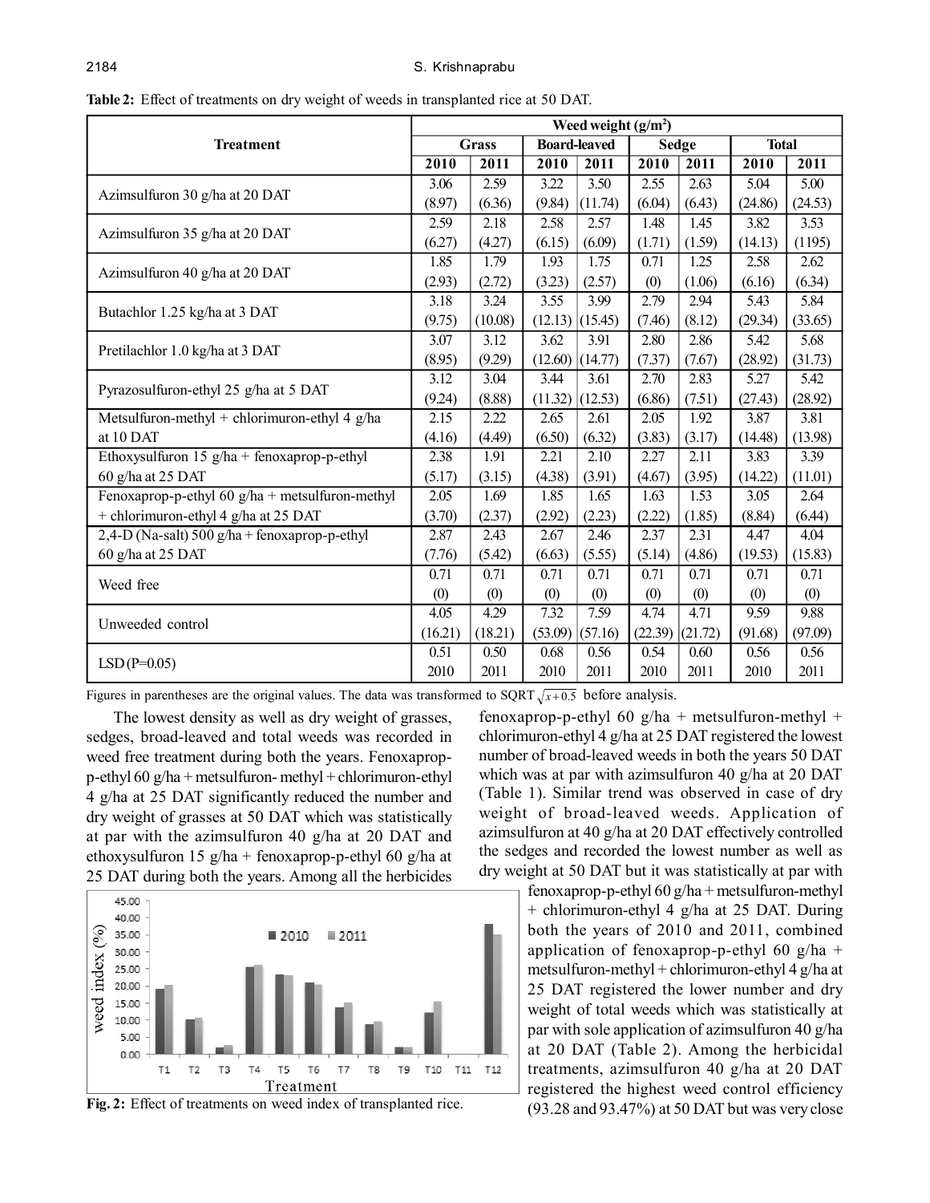**Table 2:** Effect of treatments on dry weight of weeds in transplanted rice at 50 DAT.

| Treatment | Weed weight (g/m²) | | | | | | | |
|---|---|---|---|---|---|---|---|---|
| | Grass | | Board-leaved | | Sedge | | Total | |
| | 2010 | 2011 | 2010 | 2011 | 2010 | 2011 | 2010 | 2011 |
| Azimsulfuron 30 g/ha at 20 DAT | 3.06 (8.97) | 2.59 (6.36) | 3.22 (9.84) | 3.50 (11.74) | 2.55 (6.04) | 2.63 (6.43) | 5.04 (24.86) | 5.00 (24.53) |
| Azimsulfuron 35 g/ha at 20 DAT | 2.59 (6.27) | 2.18 (4.27) | 2.58 (6.15) | 2.57 (6.09) | 1.48 (1.71) | 1.45 (1.59) | 3.82 (14.13) | 3.53 (1195) |
| Azimsulfuron 40 g/ha at 20 DAT | 1.85 (2.93) | 1.79 (2.72) | 1.93 (3.23) | 1.75 (2.57) | 0.71 (0) | 1.25 (1.06) | 2.58 (6.16) | 2.62 (6.34) |
| Butachlor 1.25 kg/ha at 3 DAT | 3.18 (9.75) | 3.24 (10.08) | 3.55 (12.13) | 3.99 (15.45) | 2.79 (7.46) | 2.94 (8.12) | 5.43 (29.34) | 5.84 (33.65) |
| Pretilachlor 1.0 kg/ha at 3 DAT | 3.07 (8.95) | 3.12 (9.29) | 3.62 (12.60) | 3.91 (14.77) | 2.80 (7.37) | 2.86 (7.67) | 5.42 (28.92) | 5.68 (31.73) |
| Pyrazosulfuron-ethyl 25 g/ha at 5 DAT | 3.12 (9.24) | 3.04 (8.88) | 3.44 (11.32) | 3.61 (12.53) | 2.70 (6.86) | 2.83 (7.51) | 5.27 (27.43) | 5.42 (28.92) |
| Metsulfuron-methyl + chlorimuron-ethyl 4 g/ha at 10 DAT | 2.15 (4.16) | 2.22 (4.49) | 2.65 (6.50) | 2.61 (6.32) | 2.05 (3.83) | 1.92 (3.17) | 3.87 (14.48) | 3.81 (13.98) |
| Ethoxysulfuron 15 g/ha + fenoxaprop-p-ethyl 60 g/ha at 25 DAT | 2.38 (5.17) | 1.91 (3.15) | 2.21 (4.38) | 2.10 (3.91) | 2.27 (4.67) | 2.11 (3.95) | 3.83 (14.22) | 3.39 (11.01) |
| Fenoxaprop-p-ethyl 60 g/ha + metsulfuron-methyl + chlorimuron-ethyl 4 g/ha at 25 DAT | 2.05 (3.70) | 1.69 (2.37) | 1.85 (2.92) | 1.65 (2.23) | 1.63 (2.22) | 1.53 (1.85) | 3.05 (8.84) | 2.64 (6.44) |
| 2,4-D (Na-salt) 500 g/ha + fenoxaprop-p-ethyl 60 g/ha at 25 DAT | 2.87 (7.76) | 2.43 (5.42) | 2.67 (6.63) | 2.46 (5.55) | 2.37 (5.14) | 2.31 (4.86) | 4.47 (19.53) | 4.04 (15.83) |
| Weed free | 0.71 (0) | 0.71 (0) | 0.71 (0) | 0.71 (0) | 0.71 (0) | 0.71 (0) | 0.71 (0) | 0.71 (0) |
| Unweeded control | 4.05 (16.21) | 4.29 (18.21) | 7.32 (53.09) | 7.59 (57.16) | 4.74 (22.39) | 4.71 (21.72) | 9.59 (91.68) | 9.88 (97.09) |
| LSD (P=0.05) | 0.51 2010 | 0.50 2011 | 0.68 2010 | 0.56 2011 | 0.54 2010 | 0.60 2011 | 0.56 2010 | 0.56 2011 |

Figures in parentheses are the original values. The data was transformed to SQRT $\sqrt{x+0.5}$ before analysis.

The lowest density as well as dry weight of grasses, sedges, broad-leaved and total weeds was recorded in weed free treatment during both the years. Fenoxaprop-p-ethyl 60 g/ha + metsulfuron- methyl + chlorimuron-ethyl 4 g/ha at 25 DAT significantly reduced the number and dry weight of grasses at 50 DAT which was statistically at par with the azimsulfuron 40 g/ha at 20 DAT and ethoxysulfuron 15 g/ha + fenoxaprop-p-ethyl 60 g/ha at 25 DAT during both the years. Among all the herbicides fenoxaprop-p-ethyl 60 g/ha + metsulfuron-methyl + chlorimuron-ethyl 4 g/ha at 25 DAT registered the lowest number of broad-leaved weeds in both the years 50 DAT which was at par with azimsulfuron 40 g/ha at 20 DAT (Table 1). Similar trend was observed in case of dry weight of broad-leaved weeds. Application of azimsulfuron at 40 g/ha at 20 DAT effectively controlled the sedges and recorded the lowest number as well as dry weight at 50 DAT but it was statistically at par with fenoxaprop-p-ethyl 60 g/ha + metsulfuron-methyl + chlorimuron-ethyl 4 g/ha at 25 DAT. During both the years of 2010 and 2011, combined application of fenoxaprop-p-ethyl 60 g/ha + metsulfuron-methyl + chlorimuron-ethyl 4 g/ha at 25 DAT registered the lower number and dry weight of total weeds which was statistically at par with sole application of azimsulfuron 40 g/ha at 20 DAT (Table 2). Among the herbicidal treatments, azimsulfuron 40 g/ha at 20 DAT registered the highest weed control efficiency (93.28 and 93.47%) at 50 DAT but was very close

**Fig. 2:** Effect of treatments on weed index of transplanted rice.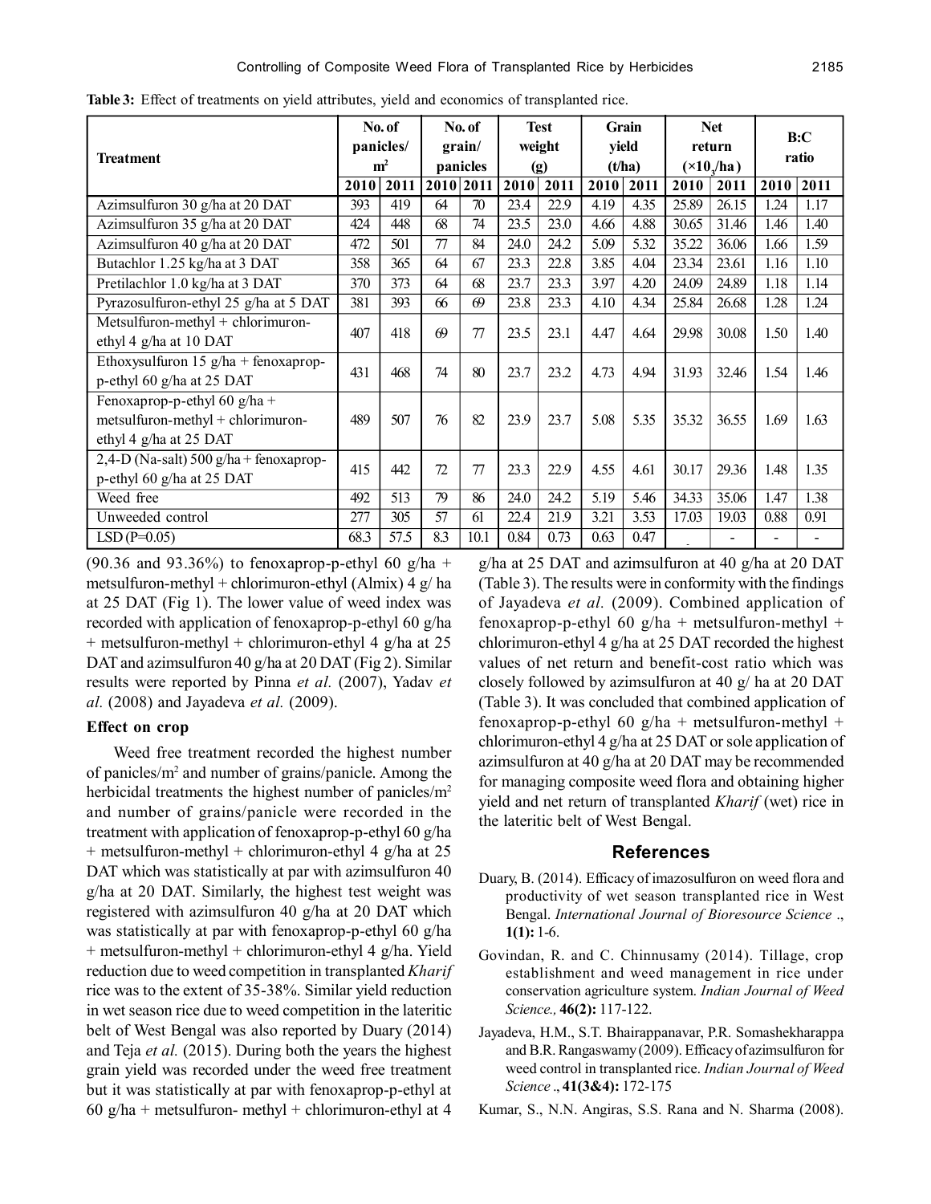**Table 3:** Effect of treatments on yield attributes, yield and economics of transplanted rice.

| Treatment | No. of panicles/ $m^2$ | | No. of grain/ panicles | | Test weight (g) | | Grain yield (t/ha) | | Net return ($\times 10^3$/ha) | | B:C ratio | |
|---|---|---|---|---|---|---|---|---|---|---|---|---|
| | 2010 | 2011 | 2010 | 2011 | 2010 | 2011 | 2010 | 2011 | 2010 | 2011 | 2010 | 2011 |
| Azimsulfuron 30 g/ha at 20 DAT | 393 | 419 | 64 | 70 | 23.4 | 22.9 | 4.19 | 4.35 | 25.89 | 26.15 | 1.24 | 1.17 |
| Azimsulfuron 35 g/ha at 20 DAT | 424 | 448 | 68 | 74 | 23.5 | 23.0 | 4.66 | 4.88 | 30.65 | 31.46 | 1.46 | 1.40 |
| Azimsulfuron 40 g/ha at 20 DAT | 472 | 501 | 77 | 84 | 24.0 | 24.2 | 5.09 | 5.32 | 35.22 | 36.06 | 1.66 | 1.59 |
| Butachlor 1.25 kg/ha at 3 DAT | 358 | 365 | 64 | 67 | 23.3 | 22.8 | 3.85 | 4.04 | 23.34 | 23.61 | 1.16 | 1.10 |
| Pretilachlor 1.0 kg/ha at 3 DAT | 370 | 373 | 64 | 68 | 23.7 | 23.3 | 3.97 | 4.20 | 24.09 | 24.89 | 1.18 | 1.14 |
| Pyrazosulfuron-ethyl 25 g/ha at 5 DAT | 381 | 393 | 66 | 69 | 23.8 | 23.3 | 4.10 | 4.34 | 25.84 | 26.68 | 1.28 | 1.24 |
| Metsulfuron-methyl + chlorimuron-ethyl 4 g/ha at 10 DAT | 407 | 418 | 69 | 77 | 23.5 | 23.1 | 4.47 | 4.64 | 29.98 | 30.08 | 1.50 | 1.40 |
| Ethoxysulfuron 15 g/ha + fenoxaprop-p-ethyl 60 g/ha at 25 DAT | 431 | 468 | 74 | 80 | 23.7 | 23.2 | 4.73 | 4.94 | 31.93 | 32.46 | 1.54 | 1.46 |
| Fenoxaprop-p-ethyl 60 g/ha + metsulfuron-methyl + chlorimuron-ethyl 4 g/ha at 25 DAT | 489 | 507 | 76 | 82 | 23.9 | 23.7 | 5.08 | 5.35 | 35.32 | 36.55 | 1.69 | 1.63 |
| 2,4-D (Na-salt) 500 g/ha + fenoxaprop-p-ethyl 60 g/ha at 25 DAT | 415 | 442 | 72 | 77 | 23.3 | 22.9 | 4.55 | 4.61 | 30.17 | 29.36 | 1.48 | 1.35 |
| Weed free | 492 | 513 | 79 | 86 | 24.0 | 24.2 | 5.19 | 5.46 | 34.33 | 35.06 | 1.47 | 1.38 |
| Unweeded control | 277 | 305 | 57 | 61 | 22.4 | 21.9 | 3.21 | 3.53 | 17.03 | 19.03 | 0.88 | 0.91 |
| LSD (P=0.05) | 68.3 | 57.5 | 8.3 | 10.1 | 0.84 | 0.73 | 0.63 | 0.47 | - | - | - | - |

(90.36 and 93.36%) to fenoxaprop-p-ethyl 60 g/ha + metsulfuron-methyl + chlorimuron-ethyl (Almix) 4 g/ ha at 25 DAT (Fig 1). The lower value of weed index was recorded with application of fenoxaprop-p-ethyl 60 g/ha + metsulfuron-methyl + chlorimuron-ethyl 4 g/ha at 25 DAT and azimsulfuron 40 g/ha at 20 DAT (Fig 2). Similar results were reported by Pinna *et al.* (2007), Yadav *et al.* (2008) and Jayadeva *et al.* (2009).

### Effect on crop

Weed free treatment recorded the highest number of panicles/$m^2$ and number of grains/panicle. Among the herbicidal treatments the highest number of panicles/$m^2$ and number of grains/panicle were recorded in the treatment with application of fenoxaprop-p-ethyl 60 g/ha + metsulfuron-methyl + chlorimuron-ethyl 4 g/ha at 25 DAT which was statistically at par with azimsulfuron 40 g/ha at 20 DAT. Similarly, the highest test weight was registered with azimsulfuron 40 g/ha at 20 DAT which was statistically at par with fenoxaprop-p-ethyl 60 g/ha + metsulfuron-methyl + chlorimuron-ethyl 4 g/ha. Yield reduction due to weed competition in transplanted *Kharif* rice was to the extent of 35-38%. Similar yield reduction in wet season rice due to weed competition in the lateritic belt of West Bengal was also reported by Duary (2014) and Teja *et al.* (2015). During both the years the highest grain yield was recorded under the weed free treatment but it was statistically at par with fenoxaprop-p-ethyl at 60 g/ha + metsulfuron- methyl + chlorimuron-ethyl at 4 g/ha at 25 DAT and azimsulfuron at 40 g/ha at 20 DAT (Table 3). The results were in conformity with the findings of Jayadeva *et al.* (2009). Combined application of fenoxaprop-p-ethyl 60 g/ha + metsulfuron-methyl + chlorimuron-ethyl 4 g/ha at 25 DAT recorded the highest values of net return and benefit-cost ratio which was closely followed by azimsulfuron at 40 g/ ha at 20 DAT (Table 3). It was concluded that combined application of fenoxaprop-p-ethyl 60 g/ha + metsulfuron-methyl + chlorimuron-ethyl 4 g/ha at 25 DAT or sole application of azimsulfuron at 40 g/ha at 20 DAT may be recommended for managing composite weed flora and obtaining higher yield and net return of transplanted *Kharif* (wet) rice in the lateritic belt of West Bengal.

## References

Duary, B. (2014). Efficacy of imazosulfuron on weed flora and productivity of wet season transplanted rice in West Bengal. *International Journal of Bioresource Science* ., **1(1):** 1-6.

Govindan, R. and C. Chinnusamy (2014). Tillage, crop establishment and weed management in rice under conservation agriculture system. *Indian Journal of Weed Science.,* **46(2):** 117-122.

Jayadeva, H.M., S.T. Bhairappanavar, P.R. Somashekharappa and B.R. Rangaswamy (2009). Efficacy of azimsulfuron for weed control in transplanted rice. *Indian Journal of Weed Science* ., **41(3&4):** 172-175

Kumar, S., N.N. Angiras, S.S. Rana and N. Sharma (2008).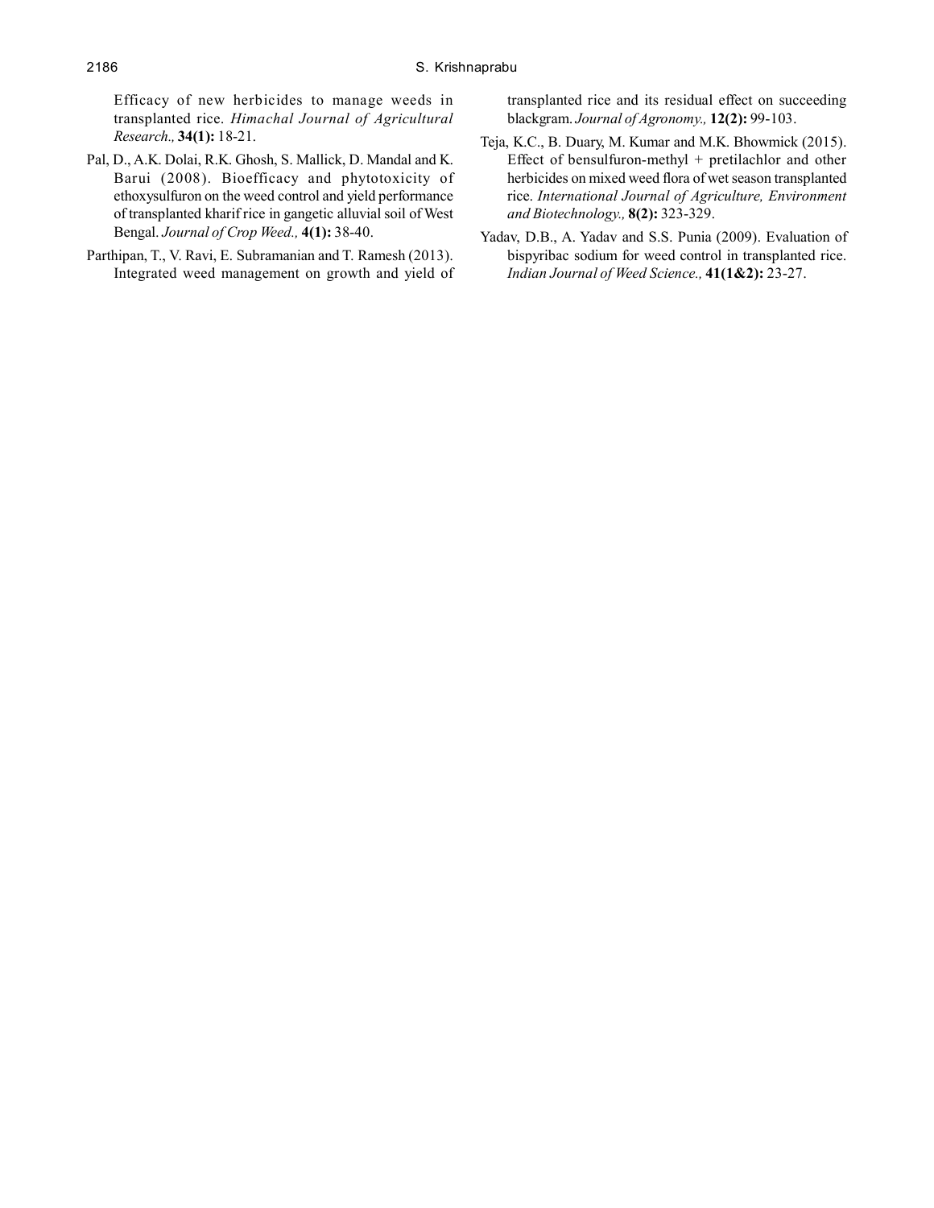Efficacy of new herbicides to manage weeds in transplanted rice. *Himachal Journal of Agricultural Research.,* **34(1):** 18-21.

Pal, D., A.K. Dolai, R.K. Ghosh, S. Mallick, D. Mandal and K. Barui (2008). Bioefficacy and phytotoxicity of ethoxysulfuron on the weed control and yield performance of transplanted kharif rice in gangetic alluvial soil of West Bengal. *Journal of Crop Weed.,* **4(1):** 38-40.

Parthipan, T., V. Ravi, E. Subramanian and T. Ramesh (2013). Integrated weed management on growth and yield of transplanted rice and its residual effect on succeeding blackgram. *Journal of Agronomy.,* **12(2):** 99-103.

Teja, K.C., B. Duary, M. Kumar and M.K. Bhowmick (2015). Effect of bensulfuron-methyl + pretilachlor and other herbicides on mixed weed flora of wet season transplanted rice. *International Journal of Agriculture, Environment and Biotechnology.,* **8(2):** 323-329.

Yadav, D.B., A. Yadav and S.S. Punia (2009). Evaluation of bispyribac sodium for weed control in transplanted rice. *Indian Journal of Weed Science.,* **41(1&2):** 23-27.